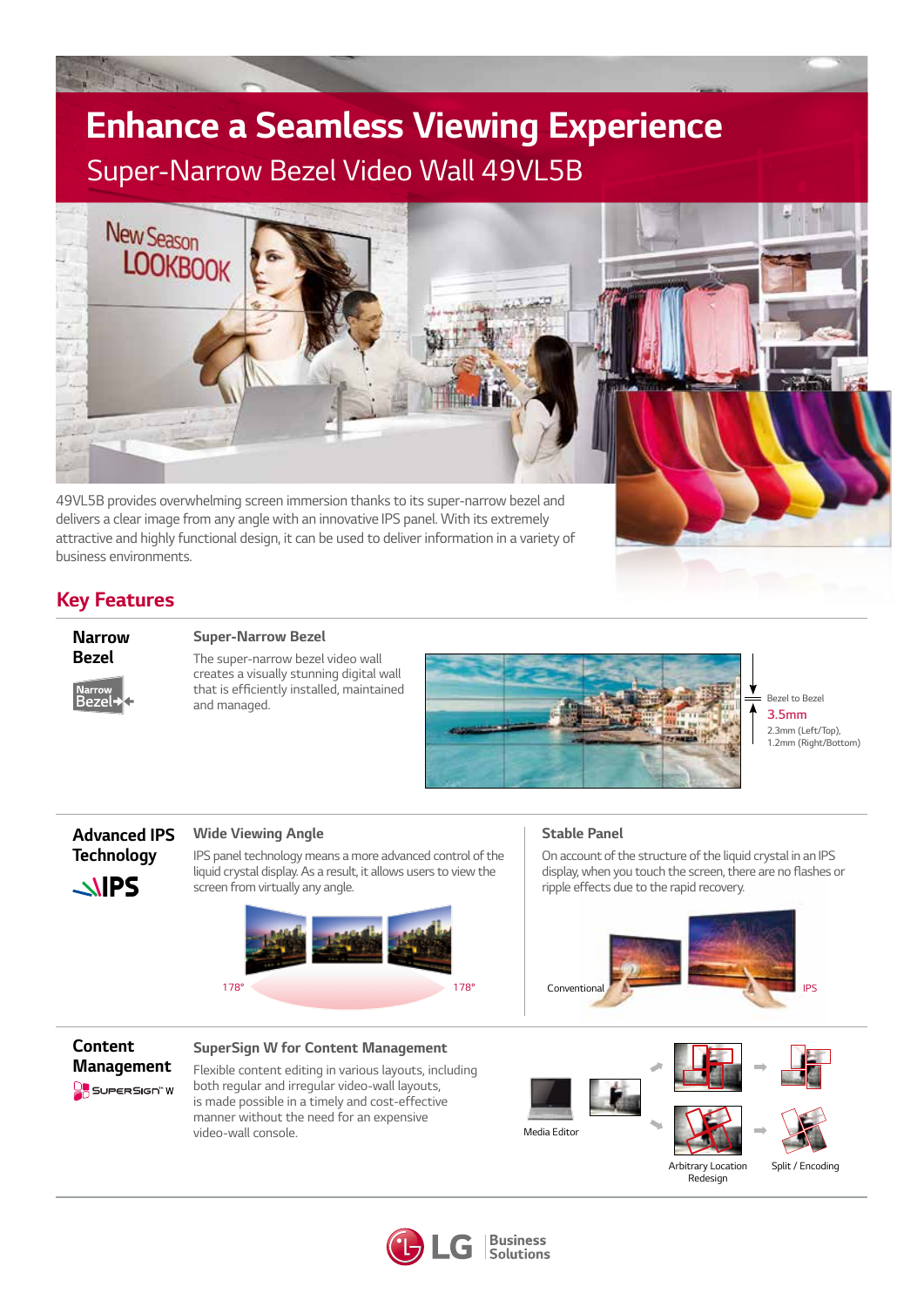# Enhance a Seamless Viewing Experience

## Super-Narrow Bezel Video Wall 49VL5B

49VL5B provides overwhelming screen immersion thanks to its super-narrow bezel and delivers a clear image from any angle with an innovative IPS panel. With its extremely attractive and highly functional design, it can be used to deliver information in a variety of business environments.

## Key Features

### Narrow Bezel

#### Super-Narrow Bezel

The super-narrow bezel video wall creates a visually stunning digital wall that is efficiently installed, maintained and managed.

Bezel to Bezel
3.5mm
2.3mm (Left/Top), 1.2mm (Right/Bottom)

### Advanced IPS Technology

#### Wide Viewing Angle

IPS panel technology means a more advanced control of the liquid crystal display. As a result, it allows users to view the screen from virtually any angle.

178° 178°

#### Stable Panel

On account of the structure of the liquid crystal in an IPS display, when you touch the screen, there are no flashes or ripple effects due to the rapid recovery.

Conventional IPS

### Content Management

#### SuperSign W for Content Management

Flexible content editing in various layouts, including both regular and irregular video-wall layouts, is made possible in a timely and cost-effective manner without the need for an expensive video-wall console.

Media Editor

Arbitrary Location Redesign

Split / Encoding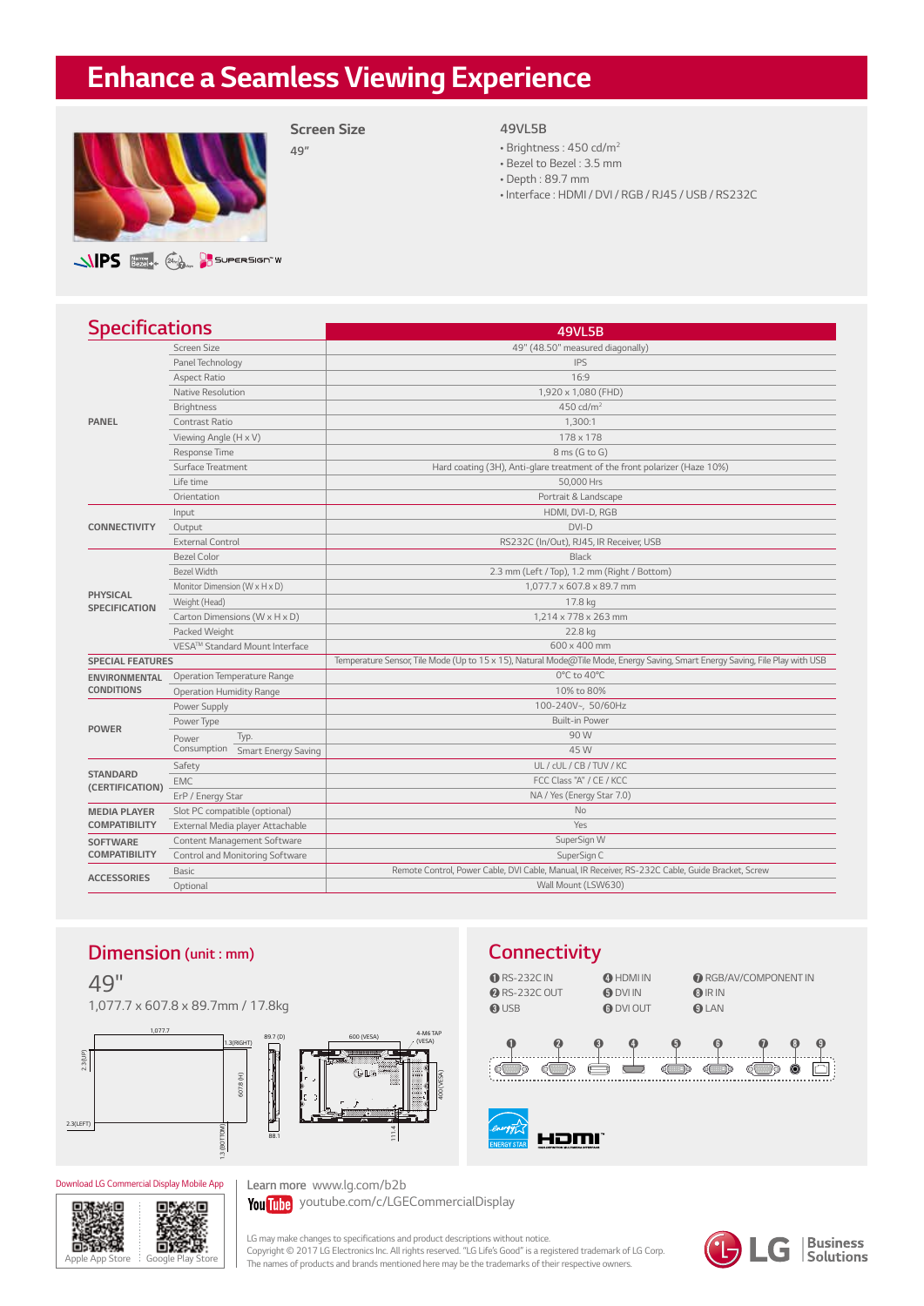# Enhance a Seamless Viewing Experience

IPS | Narrow Bezel | 24h/7days | SuperSign W

**Screen Size**

49"

**49VL5B**

- Brightness : 450 cd/m²
- Bezel to Bezel : 3.5 mm
- Depth : 89.7 mm
- Interface : HDMI / DVI / RGB / RJ45 / USB / RS232C

## Specifications

| | | 49VL5B |
|---|---|---|
| PANEL | Screen Size | 49" (48.50" measured diagonally) |
| | Panel Technology | IPS |
| | Aspect Ratio | 16:9 |
| | Native Resolution | 1,920 x 1,080 (FHD) |
| | Brightness | 450 cd/m² |
| | Contrast Ratio | 1,300:1 |
| | Viewing Angle (H x V) | 178 x 178 |
| | Response Time | 8 ms (G to G) |
| | Surface Treatment | Hard coating (3H), Anti-glare treatment of the front polarizer (Haze 10%) |
| | Life time | 50,000 Hrs |
| | Orientation | Portrait & Landscape |
| CONNECTIVITY | Input | HDMI, DVI-D, RGB |
| | Output | DVI-D |
| | External Control | RS232C (In/Out), RJ45, IR Receiver, USB |
| PHYSICAL SPECIFICATION | Bezel Color | Black |
| | Bezel Width | 2.3 mm (Left / Top), 1.2 mm (Right / Bottom) |
| | Monitor Dimension (W x H x D) | 1,077.7 x 607.8 x 89.7 mm |
| | Weight (Head) | 17.8 kg |
| | Carton Dimensions (W x H x D) | 1,214 x 778 x 263 mm |
| | Packed Weight | 22.8 kg |
| | VESA™ Standard Mount Interface | 600 x 400 mm |
| SPECIAL FEATURES | | Temperature Sensor, Tile Mode (Up to 15 x 15), Natural Mode@Tile Mode, Energy Saving, Smart Energy Saving, File Play with USB |
| ENVIRONMENTAL CONDITIONS | Operation Temperature Range | 0°C to 40°C |
| | Operation Humidity Range | 10% to 80% |
| POWER | Power Supply | 100-240V~, 50/60Hz |
| | Power Type | Built-in Power |
| | Power Consumption – Typ. | 90 W |
| | Power Consumption – Smart Energy Saving | 45 W |
| STANDARD (CERTIFICATION) | Safety | UL / cUL / CB / TUV / KC |
| | EMC | FCC Class "A" / CE / KCC |
| | ErP / Energy Star | NA / Yes (Energy Star 7.0) |
| MEDIA PLAYER COMPATIBILITY | Slot PC compatible (optional) | No |
| | External Media player Attachable | Yes |
| SOFTWARE COMPATIBILITY | Content Management Software | SuperSign W |
| | Control and Monitoring Software | SuperSign C |
| ACCESSORIES | Basic | Remote Control, Power Cable, DVI Cable, Manual, IR Receiver, RS-232C Cable, Guide Bracket, Screw |
| | Optional | Wall Mount (LSW630) |

## Dimension (unit : mm)

49"

1,077.7 x 607.8 x 89.7mm / 17.8kg

1,077.7
1.3(RIGHT)
2.3(UP)
607.8 (H)
2.3(LEFT)
1.3 (BOTTOM)
89.7 (D)
88.1
600 (VESA)
4-M6 TAP (VESA)
400(VESA)
111.4

## Connectivity

1. RS-232C IN
2. RS-232C OUT
3. USB
4. HDMI IN
5. DVI IN
6. DVI OUT
7. RGB/AV/COMPONENT IN
8. IR IN
9. LAN

ENERGY STAR
HDMI

Download LG Commercial Display Mobile App

Apple App Store | Google Play Store

Learn more www.lg.com/b2b

YouTube youtube.com/c/LGECommercialDisplay

LG may make changes to specifications and product descriptions without notice.
Copyright © 2017 LG Electronics Inc. All rights reserved. "LG Life's Good" is a registered trademark of LG Corp.
The names of products and brands mentioned here may be the trademarks of their respective owners.

LG Business Solutions